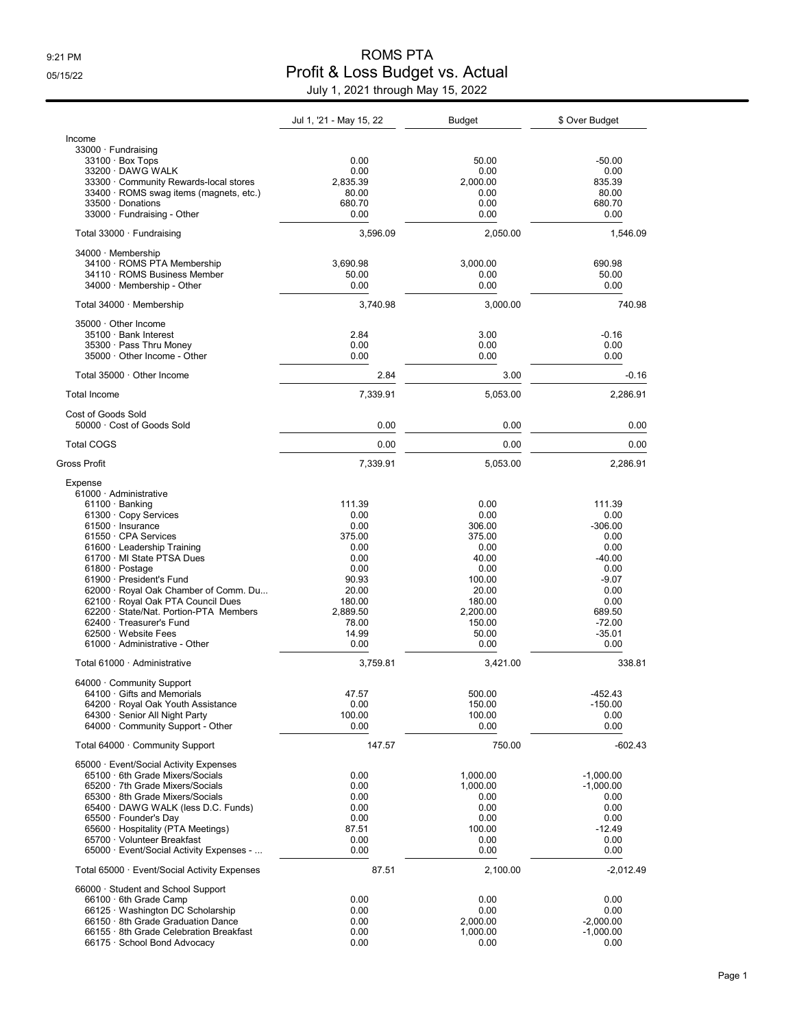# ROMS PTA

## Profit & Loss Budget vs. Actual

July 1, 2021 through May 15, 2022

| | Jul 1, '21 - May 15, 22 | Budget | $ Over Budget |
|---|---|---|---|
| Income | | | |
| 33000 · Fundraising | | | |
| 33100 · Box Tops | 0.00 | 50.00 | -50.00 |
| 33200 · DAWG WALK | 0.00 | 0.00 | 0.00 |
| 33300 · Community Rewards-local stores | 2,835.39 | 2,000.00 | 835.39 |
| 33400 · ROMS swag items (magnets, etc.) | 80.00 | 0.00 | 80.00 |
| 33500 · Donations | 680.70 | 0.00 | 680.70 |
| 33000 · Fundraising - Other | 0.00 | 0.00 | 0.00 |
| Total 33000 · Fundraising | 3,596.09 | 2,050.00 | 1,546.09 |
| 34000 · Membership | | | |
| 34100 · ROMS PTA Membership | 3,690.98 | 3,000.00 | 690.98 |
| 34110 · ROMS Business Member | 50.00 | 0.00 | 50.00 |
| 34000 · Membership - Other | 0.00 | 0.00 | 0.00 |
| Total 34000 · Membership | 3,740.98 | 3,000.00 | 740.98 |
| 35000 · Other Income | | | |
| 35100 · Bank Interest | 2.84 | 3.00 | -0.16 |
| 35300 · Pass Thru Money | 0.00 | 0.00 | 0.00 |
| 35000 · Other Income - Other | 0.00 | 0.00 | 0.00 |
| Total 35000 · Other Income | 2.84 | 3.00 | -0.16 |
| Total Income | 7,339.91 | 5,053.00 | 2,286.91 |
| Cost of Goods Sold | | | |
| 50000 · Cost of Goods Sold | 0.00 | 0.00 | 0.00 |
| Total COGS | 0.00 | 0.00 | 0.00 |
| Gross Profit | 7,339.91 | 5,053.00 | 2,286.91 |
| Expense | | | |
| 61000 · Administrative | | | |
| 61100 · Banking | 111.39 | 0.00 | 111.39 |
| 61300 · Copy Services | 0.00 | 0.00 | 0.00 |
| 61500 · Insurance | 0.00 | 306.00 | -306.00 |
| 61550 · CPA Services | 375.00 | 375.00 | 0.00 |
| 61600 · Leadership Training | 0.00 | 0.00 | 0.00 |
| 61700 · MI State PTSA Dues | 0.00 | 40.00 | -40.00 |
| 61800 · Postage | 0.00 | 0.00 | 0.00 |
| 61900 · President's Fund | 90.93 | 100.00 | -9.07 |
| 62000 · Royal Oak Chamber of Comm. Du... | 20.00 | 20.00 | 0.00 |
| 62100 · Royal Oak PTA Council Dues | 180.00 | 180.00 | 0.00 |
| 62200 · State/Nat. Portion-PTA Members | 2,889.50 | 2,200.00 | 689.50 |
| 62400 · Treasurer's Fund | 78.00 | 150.00 | -72.00 |
| 62500 · Website Fees | 14.99 | 50.00 | -35.01 |
| 61000 · Administrative - Other | 0.00 | 0.00 | 0.00 |
| Total 61000 · Administrative | 3,759.81 | 3,421.00 | 338.81 |
| 64000 · Community Support | | | |
| 64100 · Gifts and Memorials | 47.57 | 500.00 | -452.43 |
| 64200 · Royal Oak Youth Assistance | 0.00 | 150.00 | -150.00 |
| 64300 · Senior All Night Party | 100.00 | 100.00 | 0.00 |
| 64000 · Community Support - Other | 0.00 | 0.00 | 0.00 |
| Total 64000 · Community Support | 147.57 | 750.00 | -602.43 |
| 65000 · Event/Social Activity Expenses | | | |
| 65100 · 6th Grade Mixers/Socials | 0.00 | 1,000.00 | -1,000.00 |
| 65200 · 7th Grade Mixers/Socials | 0.00 | 1,000.00 | -1,000.00 |
| 65300 · 8th Grade Mixers/Socials | 0.00 | 0.00 | 0.00 |
| 65400 · DAWG WALK (less D.C. Funds) | 0.00 | 0.00 | 0.00 |
| 65500 · Founder's Day | 0.00 | 0.00 | 0.00 |
| 65600 · Hospitality (PTA Meetings) | 87.51 | 100.00 | -12.49 |
| 65700 · Volunteer Breakfast | 0.00 | 0.00 | 0.00 |
| 65000 · Event/Social Activity Expenses - ... | 0.00 | 0.00 | 0.00 |
| Total 65000 · Event/Social Activity Expenses | 87.51 | 2,100.00 | -2,012.49 |
| 66000 · Student and School Support | | | |
| 66100 · 6th Grade Camp | 0.00 | 0.00 | 0.00 |
| 66125 · Washington DC Scholarship | 0.00 | 0.00 | 0.00 |
| 66150 · 8th Grade Graduation Dance | 0.00 | 2,000.00 | -2,000.00 |
| 66155 · 8th Grade Celebration Breakfast | 0.00 | 1,000.00 | -1,000.00 |
| 66175 · School Bond Advocacy | 0.00 | 0.00 | 0.00 |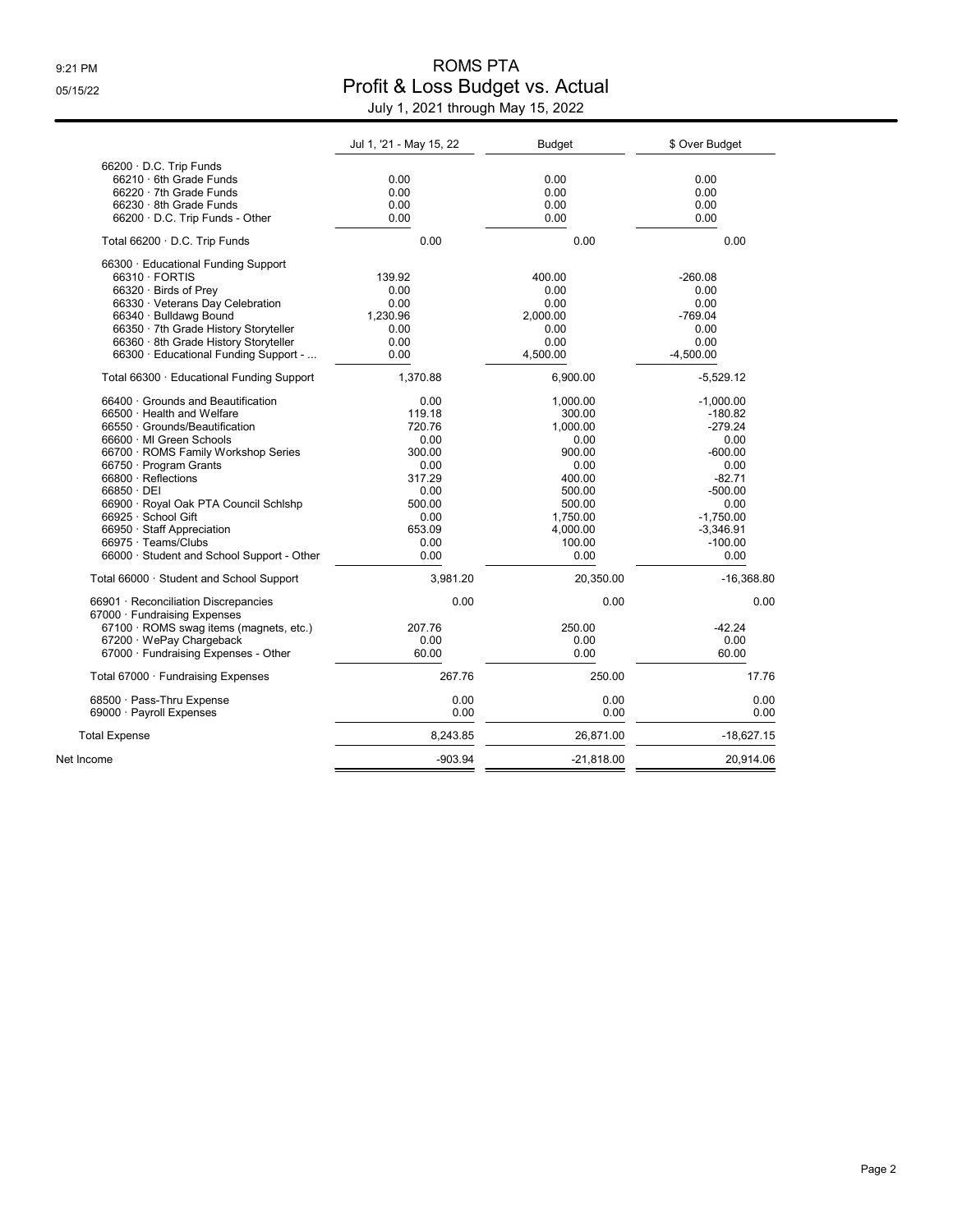# ROMS PTA

## Profit & Loss Budget vs. Actual

July 1, 2021 through May 15, 2022

| | Jul 1, '21 - May 15, 22 | Budget | $ Over Budget |
|---|---|---|---|
| 66200 · D.C. Trip Funds | | | |
| 66210 · 6th Grade Funds | 0.00 | 0.00 | 0.00 |
| 66220 · 7th Grade Funds | 0.00 | 0.00 | 0.00 |
| 66230 · 8th Grade Funds | 0.00 | 0.00 | 0.00 |
| 66200 · D.C. Trip Funds - Other | 0.00 | 0.00 | 0.00 |
| Total 66200 · D.C. Trip Funds | 0.00 | 0.00 | 0.00 |
| 66300 · Educational Funding Support | | | |
| 66310 · FORTIS | 139.92 | 400.00 | -260.08 |
| 66320 · Birds of Prey | 0.00 | 0.00 | 0.00 |
| 66330 · Veterans Day Celebration | 0.00 | 0.00 | 0.00 |
| 66340 · Bulldawg Bound | 1,230.96 | 2,000.00 | -769.04 |
| 66350 · 7th Grade History Storyteller | 0.00 | 0.00 | 0.00 |
| 66360 · 8th Grade History Storyteller | 0.00 | 0.00 | 0.00 |
| 66300 · Educational Funding Support - ... | 0.00 | 4,500.00 | -4,500.00 |
| Total 66300 · Educational Funding Support | 1,370.88 | 6,900.00 | -5,529.12 |
| 66400 · Grounds and Beautification | 0.00 | 1,000.00 | -1,000.00 |
| 66500 · Health and Welfare | 119.18 | 300.00 | -180.82 |
| 66550 · Grounds/Beautification | 720.76 | 1,000.00 | -279.24 |
| 66600 · MI Green Schools | 0.00 | 0.00 | 0.00 |
| 66700 · ROMS Family Workshop Series | 300.00 | 900.00 | -600.00 |
| 66750 · Program Grants | 0.00 | 0.00 | 0.00 |
| 66800 · Reflections | 317.29 | 400.00 | -82.71 |
| 66850 · DEI | 0.00 | 500.00 | -500.00 |
| 66900 · Royal Oak PTA Council Schlshp | 500.00 | 500.00 | 0.00 |
| 66925 · School Gift | 0.00 | 1,750.00 | -1,750.00 |
| 66950 · Staff Appreciation | 653.09 | 4,000.00 | -3,346.91 |
| 66975 · Teams/Clubs | 0.00 | 100.00 | -100.00 |
| 66000 · Student and School Support - Other | 0.00 | 0.00 | 0.00 |
| Total 66000 · Student and School Support | 3,981.20 | 20,350.00 | -16,368.80 |
| 66901 · Reconciliation Discrepancies | 0.00 | 0.00 | 0.00 |
| 67000 · Fundraising Expenses | | | |
| 67100 · ROMS swag items (magnets, etc.) | 207.76 | 250.00 | -42.24 |
| 67200 · WePay Chargeback | 0.00 | 0.00 | 0.00 |
| 67000 · Fundraising Expenses - Other | 60.00 | 0.00 | 60.00 |
| Total 67000 · Fundraising Expenses | 267.76 | 250.00 | 17.76 |
| 68500 · Pass-Thru Expense | 0.00 | 0.00 | 0.00 |
| 69000 · Payroll Expenses | 0.00 | 0.00 | 0.00 |
| Total Expense | 8,243.85 | 26,871.00 | -18,627.15 |
| Net Income | -903.94 | -21,818.00 | 20,914.06 |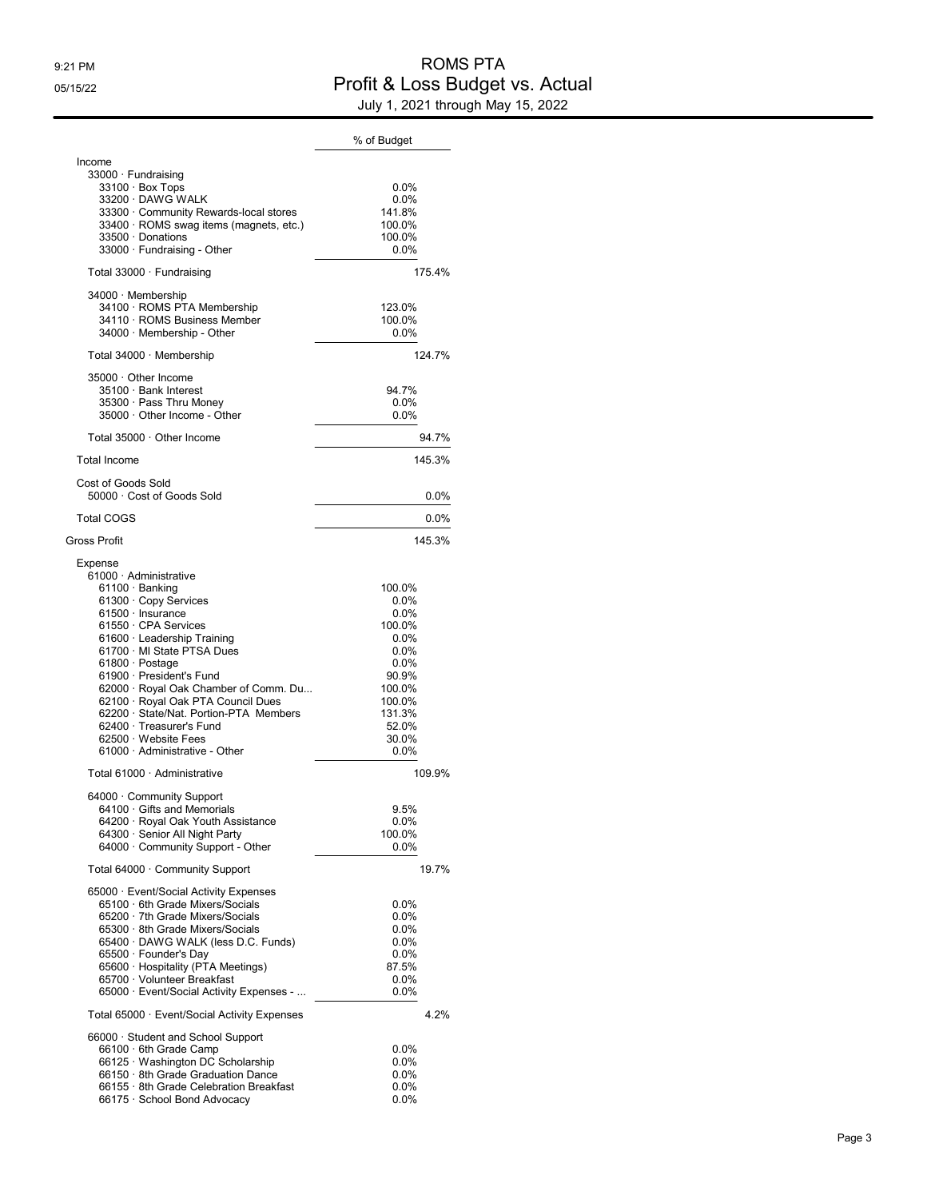# ROMS PTA

## Profit & Loss Budget vs. Actual

July 1, 2021 through May 15, 2022

| | % of Budget |
|---|---|
| Income | |
| 33000 · Fundraising | |
| 33100 · Box Tops | 0.0% |
| 33200 · DAWG WALK | 0.0% |
| 33300 · Community Rewards-local stores | 141.8% |
| 33400 · ROMS swag items (magnets, etc.) | 100.0% |
| 33500 · Donations | 100.0% |
| 33000 · Fundraising - Other | 0.0% |
| Total 33000 · Fundraising | 175.4% |
| 34000 · Membership | |
| 34100 · ROMS PTA Membership | 123.0% |
| 34110 · ROMS Business Member | 100.0% |
| 34000 · Membership - Other | 0.0% |
| Total 34000 · Membership | 124.7% |
| 35000 · Other Income | |
| 35100 · Bank Interest | 94.7% |
| 35300 · Pass Thru Money | 0.0% |
| 35000 · Other Income - Other | 0.0% |
| Total 35000 · Other Income | 94.7% |
| Total Income | 145.3% |
| Cost of Goods Sold | |
| 50000 · Cost of Goods Sold | 0.0% |
| Total COGS | 0.0% |
| Gross Profit | 145.3% |
| Expense | |
| 61000 · Administrative | |
| 61100 · Banking | 100.0% |
| 61300 · Copy Services | 0.0% |
| 61500 · Insurance | 0.0% |
| 61550 · CPA Services | 100.0% |
| 61600 · Leadership Training | 0.0% |
| 61700 · MI State PTSA Dues | 0.0% |
| 61800 · Postage | 0.0% |
| 61900 · President's Fund | 90.9% |
| 62000 · Royal Oak Chamber of Comm. Du... | 100.0% |
| 62100 · Royal Oak PTA Council Dues | 100.0% |
| 62200 · State/Nat. Portion-PTA Members | 131.3% |
| 62400 · Treasurer's Fund | 52.0% |
| 62500 · Website Fees | 30.0% |
| 61000 · Administrative - Other | 0.0% |
| Total 61000 · Administrative | 109.9% |
| 64000 · Community Support | |
| 64100 · Gifts and Memorials | 9.5% |
| 64200 · Royal Oak Youth Assistance | 0.0% |
| 64300 · Senior All Night Party | 100.0% |
| 64000 · Community Support - Other | 0.0% |
| Total 64000 · Community Support | 19.7% |
| 65000 · Event/Social Activity Expenses | |
| 65100 · 6th Grade Mixers/Socials | 0.0% |
| 65200 · 7th Grade Mixers/Socials | 0.0% |
| 65300 · 8th Grade Mixers/Socials | 0.0% |
| 65400 · DAWG WALK (less D.C. Funds) | 0.0% |
| 65500 · Founder's Day | 0.0% |
| 65600 · Hospitality (PTA Meetings) | 87.5% |
| 65700 · Volunteer Breakfast | 0.0% |
| 65000 · Event/Social Activity Expenses - ... | 0.0% |
| Total 65000 · Event/Social Activity Expenses | 4.2% |
| 66000 · Student and School Support | |
| 66100 · 6th Grade Camp | 0.0% |
| 66125 · Washington DC Scholarship | 0.0% |
| 66150 · 8th Grade Graduation Dance | 0.0% |
| 66155 · 8th Grade Celebration Breakfast | 0.0% |
| 66175 · School Bond Advocacy | 0.0% |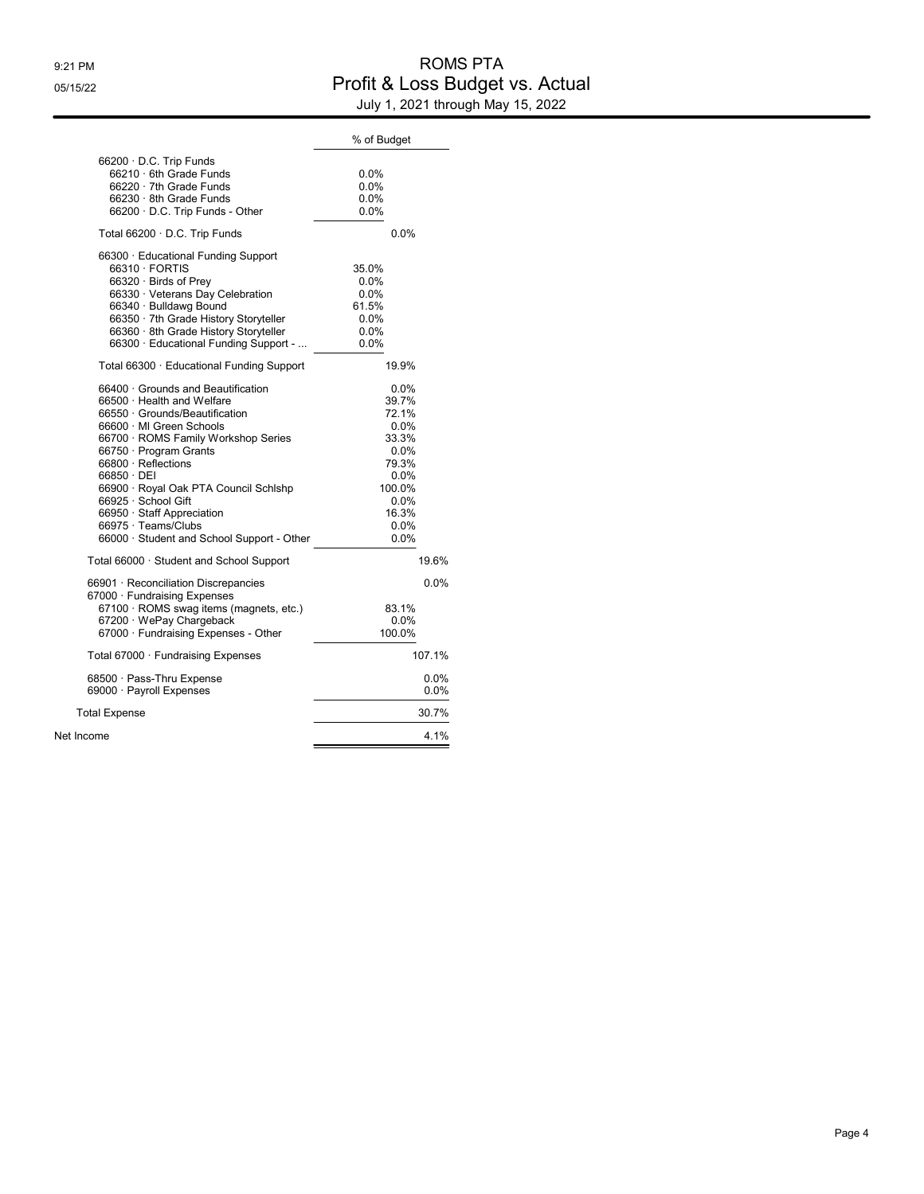# ROMS PTA

## Profit & Loss Budget vs. Actual

July 1, 2021 through May 15, 2022

| | % of Budget | |
|---|---|---|
| 66200 · D.C. Trip Funds | | |
| 66210 · 6th Grade Funds | 0.0% | |
| 66220 · 7th Grade Funds | 0.0% | |
| 66230 · 8th Grade Funds | 0.0% | |
| 66200 · D.C. Trip Funds - Other | 0.0% | |
| Total 66200 · D.C. Trip Funds | | 0.0% |
| 66300 · Educational Funding Support | | |
| 66310 · FORTIS | 35.0% | |
| 66320 · Birds of Prey | 0.0% | |
| 66330 · Veterans Day Celebration | 0.0% | |
| 66340 · Bulldawg Bound | 61.5% | |
| 66350 · 7th Grade History Storyteller | 0.0% | |
| 66360 · 8th Grade History Storyteller | 0.0% | |
| 66300 · Educational Funding Support - ... | 0.0% | |
| Total 66300 · Educational Funding Support | | 19.9% |
| 66400 · Grounds and Beautification | | 0.0% |
| 66500 · Health and Welfare | | 39.7% |
| 66550 · Grounds/Beautification | | 72.1% |
| 66600 · MI Green Schools | | 0.0% |
| 66700 · ROMS Family Workshop Series | | 33.3% |
| 66750 · Program Grants | | 0.0% |
| 66800 · Reflections | | 79.3% |
| 66850 · DEI | | 0.0% |
| 66900 · Royal Oak PTA Council Schlshp | | 100.0% |
| 66925 · School Gift | | 0.0% |
| 66950 · Staff Appreciation | | 16.3% |
| 66975 · Teams/Clubs | | 0.0% |
| 66000 · Student and School Support - Other | | 0.0% |
| Total 66000 · Student and School Support | | 19.6% |
| 66901 · Reconciliation Discrepancies | | 0.0% |
| 67000 · Fundraising Expenses | | |
| 67100 · ROMS swag items (magnets, etc.) | 83.1% | |
| 67200 · WePay Chargeback | 0.0% | |
| 67000 · Fundraising Expenses - Other | 100.0% | |
| Total 67000 · Fundraising Expenses | | 107.1% |
| 68500 · Pass-Thru Expense | | 0.0% |
| 69000 · Payroll Expenses | | 0.0% |
| Total Expense | | 30.7% |
| Net Income | | 4.1% |